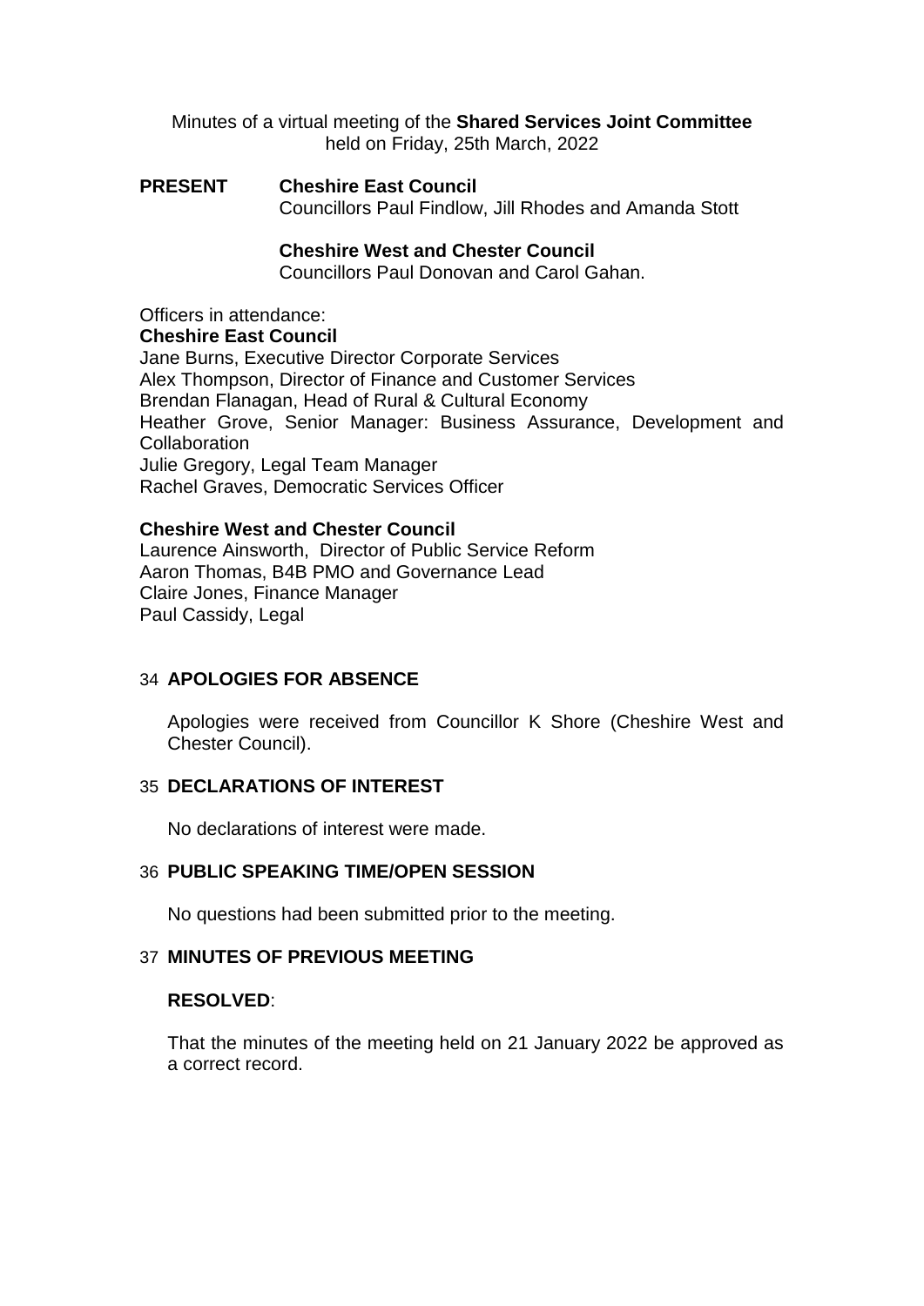Minutes of a virtual meeting of the **Shared Services Joint Committee** held on Friday, 25th March, 2022

**PRESENT** **Cheshire East Council**
Councillors Paul Findlow, Jill Rhodes and Amanda Stott

**Cheshire West and Chester Council**
Councillors Paul Donovan and Carol Gahan.

Officers in attendance:

**Cheshire East Council**

Jane Burns, Executive Director Corporate Services
Alex Thompson, Director of Finance and Customer Services
Brendan Flanagan, Head of Rural & Cultural Economy
Heather Grove, Senior Manager: Business Assurance, Development and Collaboration
Julie Gregory, Legal Team Manager
Rachel Graves, Democratic Services Officer

**Cheshire West and Chester Council**

Laurence Ainsworth, Director of Public Service Reform
Aaron Thomas, B4B PMO and Governance Lead
Claire Jones, Finance Manager
Paul Cassidy, Legal

## 34 APOLOGIES FOR ABSENCE

Apologies were received from Councillor K Shore (Cheshire West and Chester Council).

## 35 DECLARATIONS OF INTEREST

No declarations of interest were made.

## 36 PUBLIC SPEAKING TIME/OPEN SESSION

No questions had been submitted prior to the meeting.

## 37 MINUTES OF PREVIOUS MEETING

**RESOLVED**:

That the minutes of the meeting held on 21 January 2022 be approved as a correct record.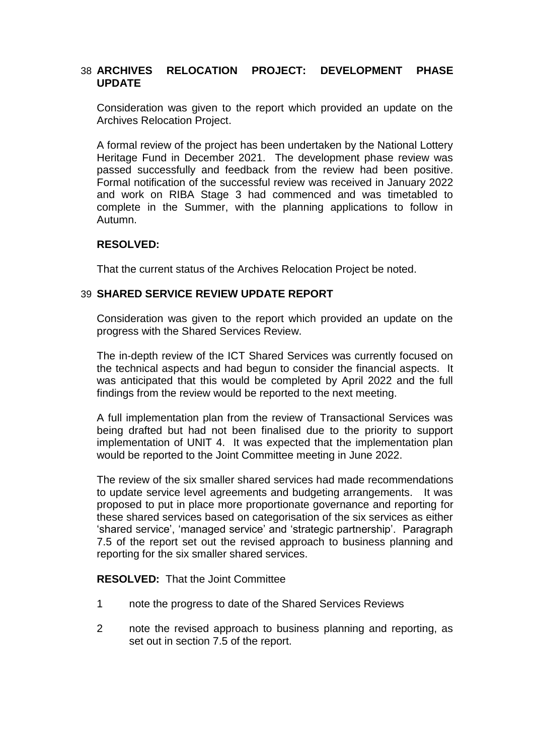## 38 ARCHIVES RELOCATION PROJECT: DEVELOPMENT PHASE UPDATE

Consideration was given to the report which provided an update on the Archives Relocation Project.

A formal review of the project has been undertaken by the National Lottery Heritage Fund in December 2021. The development phase review was passed successfully and feedback from the review had been positive. Formal notification of the successful review was received in January 2022 and work on RIBA Stage 3 had commenced and was timetabled to complete in the Summer, with the planning applications to follow in Autumn.

**RESOLVED:**

That the current status of the Archives Relocation Project be noted.

## 39 SHARED SERVICE REVIEW UPDATE REPORT

Consideration was given to the report which provided an update on the progress with the Shared Services Review.

The in-depth review of the ICT Shared Services was currently focused on the technical aspects and had begun to consider the financial aspects. It was anticipated that this would be completed by April 2022 and the full findings from the review would be reported to the next meeting.

A full implementation plan from the review of Transactional Services was being drafted but had not been finalised due to the priority to support implementation of UNIT 4. It was expected that the implementation plan would be reported to the Joint Committee meeting in June 2022.

The review of the six smaller shared services had made recommendations to update service level agreements and budgeting arrangements. It was proposed to put in place more proportionate governance and reporting for these shared services based on categorisation of the six services as either 'shared service', 'managed service' and 'strategic partnership'. Paragraph 7.5 of the report set out the revised approach to business planning and reporting for the six smaller shared services.

**RESOLVED:** That the Joint Committee

1. note the progress to date of the Shared Services Reviews
2. note the revised approach to business planning and reporting, as set out in section 7.5 of the report.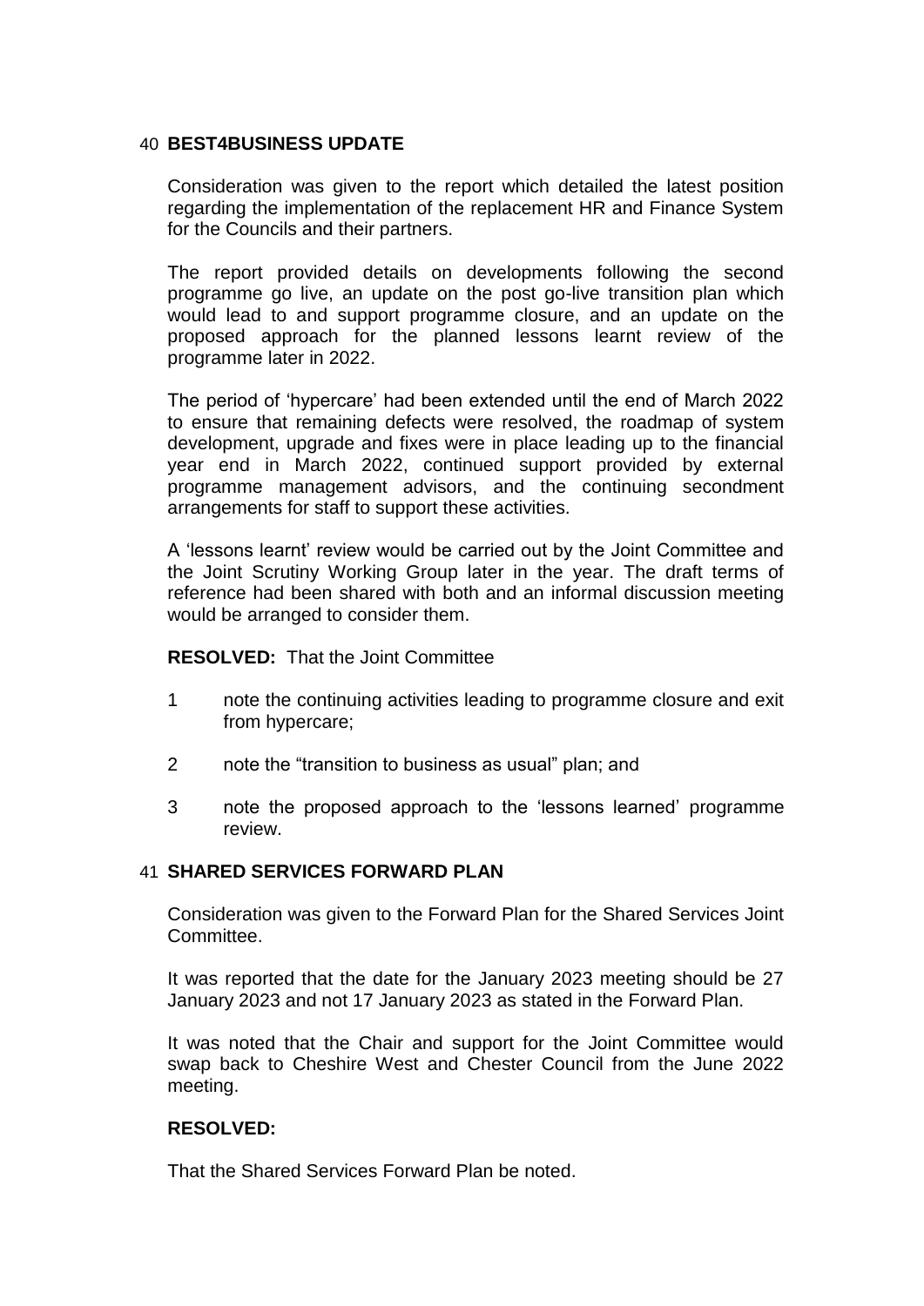## 40 BEST4BUSINESS UPDATE

Consideration was given to the report which detailed the latest position regarding the implementation of the replacement HR and Finance System for the Councils and their partners.

The report provided details on developments following the second programme go live, an update on the post go-live transition plan which would lead to and support programme closure, and an update on the proposed approach for the planned lessons learnt review of the programme later in 2022.

The period of 'hypercare' had been extended until the end of March 2022 to ensure that remaining defects were resolved, the roadmap of system development, upgrade and fixes were in place leading up to the financial year end in March 2022, continued support provided by external programme management advisors, and the continuing secondment arrangements for staff to support these activities.

A 'lessons learnt' review would be carried out by the Joint Committee and the Joint Scrutiny Working Group later in the year. The draft terms of reference had been shared with both and an informal discussion meeting would be arranged to consider them.

**RESOLVED:** That the Joint Committee

1. note the continuing activities leading to programme closure and exit from hypercare;
2. note the "transition to business as usual" plan; and
3. note the proposed approach to the 'lessons learned' programme review.

## 41 SHARED SERVICES FORWARD PLAN

Consideration was given to the Forward Plan for the Shared Services Joint Committee.

It was reported that the date for the January 2023 meeting should be 27 January 2023 and not 17 January 2023 as stated in the Forward Plan.

It was noted that the Chair and support for the Joint Committee would swap back to Cheshire West and Chester Council from the June 2022 meeting.

**RESOLVED:**

That the Shared Services Forward Plan be noted.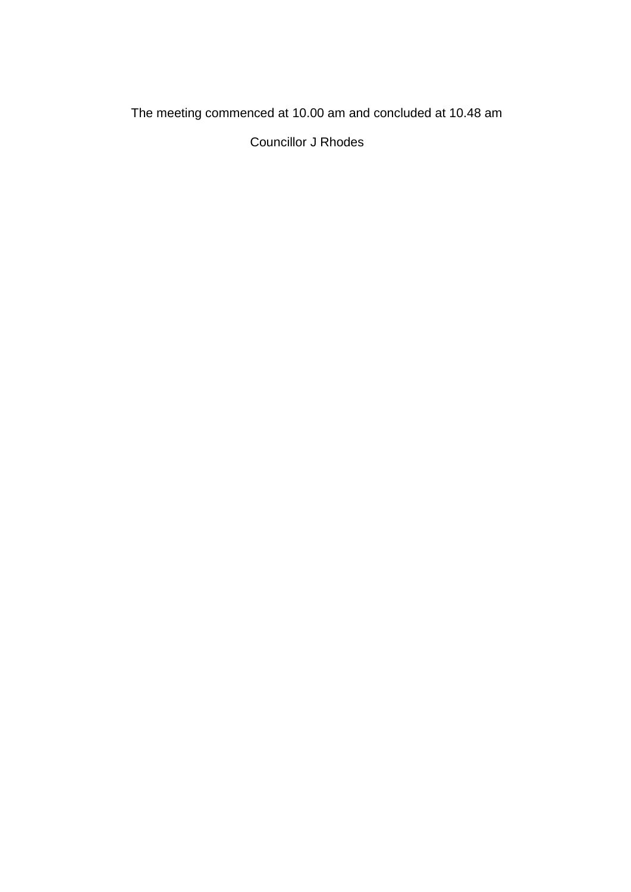The meeting commenced at 10.00 am and concluded at 10.48 am

Councillor J Rhodes